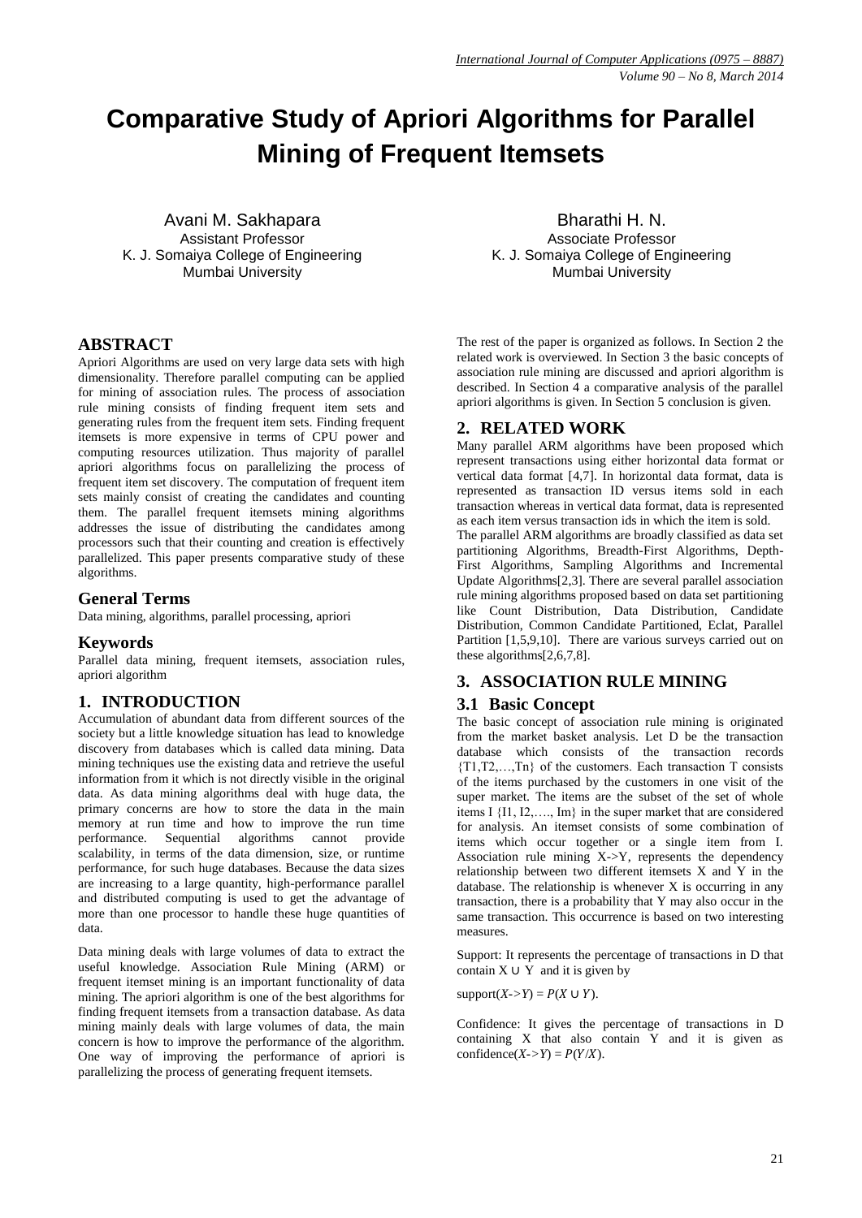# Comparative Study of Apriori Algorithms for Parallel Mining of Frequent Itemsets

Avani M. Sakhapara
Assistant Professor
K. J. Somaiya College of Engineering
Mumbai University

Bharathi H. N.
Associate Professor
K. J. Somaiya College of Engineering
Mumbai University

## ABSTRACT

Apriori Algorithms are used on very large data sets with high dimensionality. Therefore parallel computing can be applied for mining of association rules. The process of association rule mining consists of finding frequent item sets and generating rules from the frequent item sets. Finding frequent itemsets is more expensive in terms of CPU power and computing resources utilization. Thus majority of parallel apriori algorithms focus on parallelizing the process of frequent item set discovery. The computation of frequent item sets mainly consist of creating the candidates and counting them. The parallel frequent itemsets mining algorithms addresses the issue of distributing the candidates among processors such that their counting and creation is effectively parallelized. This paper presents comparative study of these algorithms.

### General Terms

Data mining, algorithms, parallel processing, apriori

### Keywords

Parallel data mining, frequent itemsets, association rules, apriori algorithm

## 1. INTRODUCTION

Accumulation of abundant data from different sources of the society but a little knowledge situation has lead to knowledge discovery from databases which is called data mining. Data mining techniques use the existing data and retrieve the useful information from it which is not directly visible in the original data. As data mining algorithms deal with huge data, the primary concerns are how to store the data in the main memory at run time and how to improve the run time performance. Sequential algorithms cannot provide scalability, in terms of the data dimension, size, or runtime performance, for such huge databases. Because the data sizes are increasing to a large quantity, high-performance parallel and distributed computing is used to get the advantage of more than one processor to handle these huge quantities of data.

Data mining deals with large volumes of data to extract the useful knowledge. Association Rule Mining (ARM) or frequent itemset mining is an important functionality of data mining. The apriori algorithm is one of the best algorithms for finding frequent itemsets from a transaction database. As data mining mainly deals with large volumes of data, the main concern is how to improve the performance of the algorithm. One way of improving the performance of apriori is parallelizing the process of generating frequent itemsets.

The rest of the paper is organized as follows. In Section 2 the related work is overviewed. In Section 3 the basic concepts of association rule mining are discussed and apriori algorithm is described. In Section 4 a comparative analysis of the parallel apriori algorithms is given. In Section 5 conclusion is given.

## 2. RELATED WORK

Many parallel ARM algorithms have been proposed which represent transactions using either horizontal data format or vertical data format [4,7]. In horizontal data format, data is represented as transaction ID versus items sold in each transaction whereas in vertical data format, data is represented as each item versus transaction ids in which the item is sold.

The parallel ARM algorithms are broadly classified as data set partitioning Algorithms, Breadth-First Algorithms, Depth-First Algorithms, Sampling Algorithms and Incremental Update Algorithms[2,3]. There are several parallel association rule mining algorithms proposed based on data set partitioning like Count Distribution, Data Distribution, Candidate Distribution, Common Candidate Partitioned, Eclat, Parallel Partition [1,5,9,10]. There are various surveys carried out on these algorithms[2,6,7,8].

## 3. ASSOCIATION RULE MINING

### 3.1 Basic Concept

The basic concept of association rule mining is originated from the market basket analysis. Let D be the transaction database which consists of the transaction records $\{T1,T2,\ldots,Tn\}$ of the customers. Each transaction T consists of the items purchased by the customers in one visit of the super market. The items are the subset of the set of whole items I $\{I1, I2,\ldots, Im\}$ in the super market that are considered for analysis. An itemset consists of some combination of items which occur together or a single item from I. Association rule mining X->Y, represents the dependency relationship between two different itemsets X and Y in the database. The relationship is whenever X is occurring in any transaction, there is a probability that Y may also occur in the same transaction. This occurrence is based on two interesting measures.

Support: It represents the percentage of transactions in D that contain $X \cup Y$ and it is given by

$\text{support}(X\text{->}Y) = P(X \cup Y)$.

Confidence: It gives the percentage of transactions in D containing X that also contain Y and it is given as $\text{confidence}(X\text{->}Y) = P(Y/X)$.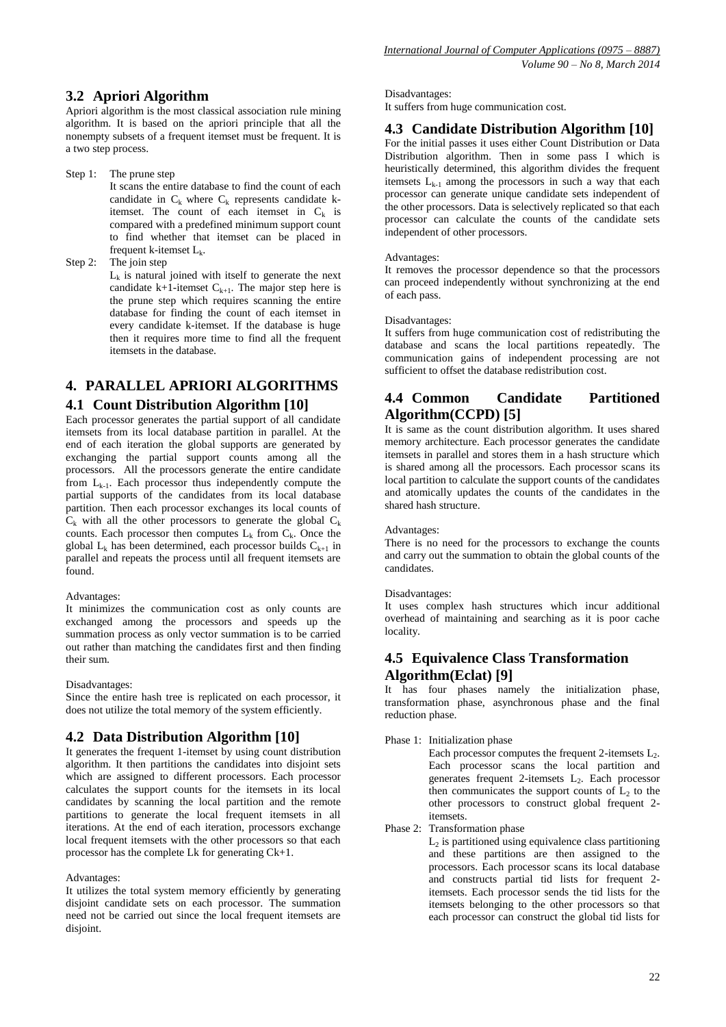### 3.2 Apriori Algorithm

Apriori algorithm is the most classical association rule mining algorithm. It is based on the apriori principle that all the nonempty subsets of a frequent itemset must be frequent. It is a two step process.

Step 1: The prune step

It scans the entire database to find the count of each candidate in $C_k$ where $C_k$ represents candidate k-itemset. The count of each itemset in $C_k$ is compared with a predefined minimum support count to find whether that itemset can be placed in frequent k-itemset $L_k$.

Step 2: The join step

$L_k$ is natural joined with itself to generate the next candidate k+1-itemset $C_{k+1}$. The major step here is the prune step which requires scanning the entire database for finding the count of each itemset in every candidate k-itemset. If the database is huge then it requires more time to find all the frequent itemsets in the database.

## 4. PARALLEL APRIORI ALGORITHMS

### 4.1 Count Distribution Algorithm [10]

Each processor generates the partial support of all candidate itemsets from its local database partition in parallel. At the end of each iteration the global supports are generated by exchanging the partial support counts among all the processors. All the processors generate the entire candidate from $L_{k-1}$. Each processor thus independently compute the partial supports of the candidates from its local database partition. Then each processor exchanges its local counts of $C_k$ with all the other processors to generate the global $C_k$ counts. Each processor then computes $L_k$ from $C_k$. Once the global $L_k$ has been determined, each processor builds $C_{k+1}$ in parallel and repeats the process until all frequent itemsets are found.

Advantages:

It minimizes the communication cost as only counts are exchanged among the processors and speeds up the summation process as only vector summation is to be carried out rather than matching the candidates first and then finding their sum.

Disadvantages:

Since the entire hash tree is replicated on each processor, it does not utilize the total memory of the system efficiently.

### 4.2 Data Distribution Algorithm [10]

It generates the frequent 1-itemset by using count distribution algorithm. It then partitions the candidates into disjoint sets which are assigned to different processors. Each processor calculates the support counts for the itemsets in its local candidates by scanning the local partition and the remote partitions to generate the local frequent itemsets in all iterations. At the end of each iteration, processors exchange local frequent itemsets with the other processors so that each processor has the complete Lk for generating Ck+1.

Advantages:

It utilizes the total system memory efficiently by generating disjoint candidate sets on each processor. The summation need not be carried out since the local frequent itemsets are disjoint.

Disadvantages:

It suffers from huge communication cost.

### 4.3 Candidate Distribution Algorithm [10]

For the initial passes it uses either Count Distribution or Data Distribution algorithm. Then in some pass I which is heuristically determined, this algorithm divides the frequent itemsets $L_{k-1}$ among the processors in such a way that each processor can generate unique candidate sets independent of the other processors. Data is selectively replicated so that each processor can calculate the counts of the candidate sets independent of other processors.

Advantages:

It removes the processor dependence so that the processors can proceed independently without synchronizing at the end of each pass.

Disadvantages:

It suffers from huge communication cost of redistributing the database and scans the local partitions repeatedly. The communication gains of independent processing are not sufficient to offset the database redistribution cost.

### 4.4 Common Candidate Partitioned Algorithm(CCPD) [5]

It is same as the count distribution algorithm. It uses shared memory architecture. Each processor generates the candidate itemsets in parallel and stores them in a hash structure which is shared among all the processors. Each processor scans its local partition to calculate the support counts of the candidates and atomically updates the counts of the candidates in the shared hash structure.

Advantages:

There is no need for the processors to exchange the counts and carry out the summation to obtain the global counts of the candidates.

Disadvantages:

It uses complex hash structures which incur additional overhead of maintaining and searching as it is poor cache locality.

### 4.5 Equivalence Class Transformation Algorithm(Eclat) [9]

It has four phases namely the initialization phase, transformation phase, asynchronous phase and the final reduction phase.

Phase 1: Initialization phase

Each processor computes the frequent 2-itemsets $L_2$. Each processor scans the local partition and generates frequent 2-itemsets $L_2$. Each processor then communicates the support counts of $L_2$ to the other processors to construct global frequent 2-itemsets.

Phase 2: Transformation phase

$L_2$ is partitioned using equivalence class partitioning and these partitions are then assigned to the processors. Each processor scans its local database and constructs partial tid lists for frequent 2-itemsets. Each processor sends the tid lists for the itemsets belonging to the other processors so that each processor can construct the global tid lists for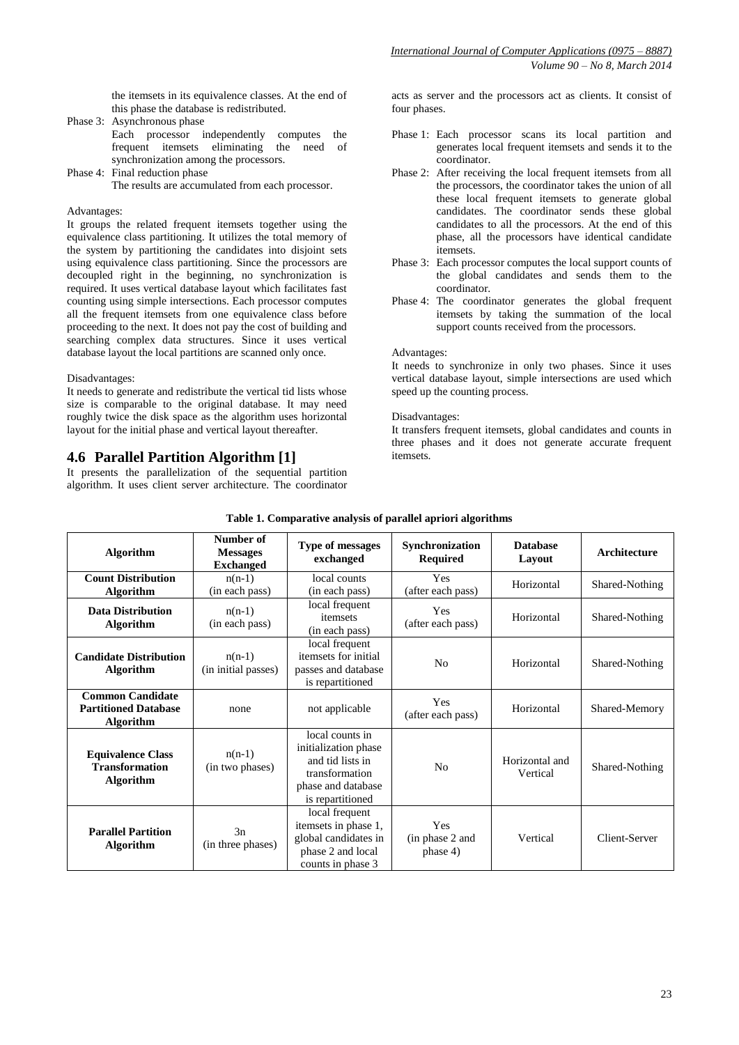the itemsets in its equivalence classes. At the end of this phase the database is redistributed.

Phase 3: Asynchronous phase
Each processor independently computes the frequent itemsets eliminating the need of synchronization among the processors.

Phase 4: Final reduction phase
The results are accumulated from each processor.

Advantages:

It groups the related frequent itemsets together using the equivalence class partitioning. It utilizes the total memory of the system by partitioning the candidates into disjoint sets using equivalence class partitioning. Since the processors are decoupled right in the beginning, no synchronization is required. It uses vertical database layout which facilitates fast counting using simple intersections. Each processor computes all the frequent itemsets from one equivalence class before proceeding to the next. It does not pay the cost of building and searching complex data structures. Since it uses vertical database layout the local partitions are scanned only once.

Disadvantages:

It needs to generate and redistribute the vertical tid lists whose size is comparable to the original database. It may need roughly twice the disk space as the algorithm uses horizontal layout for the initial phase and vertical layout thereafter.

## 4.6 Parallel Partition Algorithm [1]

It presents the parallelization of the sequential partition algorithm. It uses client server architecture. The coordinator acts as server and the processors act as clients. It consist of four phases.

Phase 1: Each processor scans its local partition and generates local frequent itemsets and sends it to the coordinator.

Phase 2: After receiving the local frequent itemsets from all the processors, the coordinator takes the union of all these local frequent itemsets to generate global candidates. The coordinator sends these global candidates to all the processors. At the end of this phase, all the processors have identical candidate itemsets.

Phase 3: Each processor computes the local support counts of the global candidates and sends them to the coordinator.

Phase 4: The coordinator generates the global frequent itemsets by taking the summation of the local support counts received from the processors.

Advantages:

It needs to synchronize in only two phases. Since it uses vertical database layout, simple intersections are used which speed up the counting process.

Disadvantages:

It transfers frequent itemsets, global candidates and counts in three phases and it does not generate accurate frequent itemsets.

**Table 1. Comparative analysis of parallel apriori algorithms**

| Algorithm | Number of Messages Exchanged | Type of messages exchanged | Synchronization Required | Database Layout | Architecture |
|---|---|---|---|---|---|
| **Count Distribution Algorithm** | n(n-1) (in each pass) | local counts (in each pass) | Yes (after each pass) | Horizontal | Shared-Nothing |
| **Data Distribution Algorithm** | n(n-1) (in each pass) | local frequent itemsets (in each pass) | Yes (after each pass) | Horizontal | Shared-Nothing |
| **Candidate Distribution Algorithm** | n(n-1) (in initial passes) | local frequent itemsets for initial passes and database is repartitioned | No | Horizontal | Shared-Nothing |
| **Common Candidate Partitioned Database Algorithm** | none | not applicable | Yes (after each pass) | Horizontal | Shared-Memory |
| **Equivalence Class Transformation Algorithm** | n(n-1) (in two phases) | local counts in initialization phase and tid lists in transformation phase and database is repartitioned | No | Horizontal and Vertical | Shared-Nothing |
| **Parallel Partition Algorithm** | 3n (in three phases) | local frequent itemsets in phase 1, global candidates in phase 2 and local counts in phase 3 | Yes (in phase 2 and phase 4) | Vertical | Client-Server |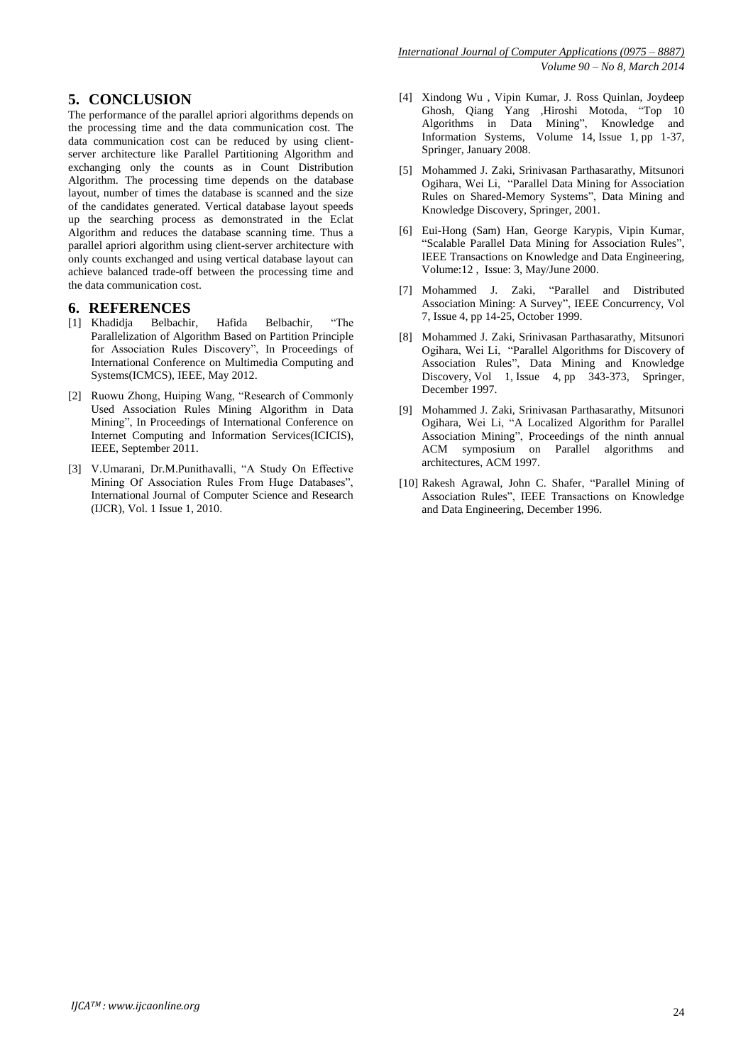## 5. CONCLUSION

The performance of the parallel apriori algorithms depends on the processing time and the data communication cost. The data communication cost can be reduced by using client-server architecture like Parallel Partitioning Algorithm and exchanging only the counts as in Count Distribution Algorithm. The processing time depends on the database layout, number of times the database is scanned and the size of the candidates generated. Vertical database layout speeds up the searching process as demonstrated in the Eclat Algorithm and reduces the database scanning time. Thus a parallel apriori algorithm using client-server architecture with only counts exchanged and using vertical database layout can achieve balanced trade-off between the processing time and the data communication cost.

## 6. REFERENCES

[1] Khadidja Belbachir, Hafida Belbachir, "The Parallelization of Algorithm Based on Partition Principle for Association Rules Discovery", In Proceedings of International Conference on Multimedia Computing and Systems(ICMCS), IEEE, May 2012.

[2] Ruowu Zhong, Huiping Wang, "Research of Commonly Used Association Rules Mining Algorithm in Data Mining", In Proceedings of International Conference on Internet Computing and Information Services(ICICIS), IEEE, September 2011.

[3] V.Umarani, Dr.M.Punithavalli, "A Study On Effective Mining Of Association Rules From Huge Databases", International Journal of Computer Science and Research (IJCR), Vol. 1 Issue 1, 2010.

[4] Xindong Wu , Vipin Kumar, J. Ross Quinlan, Joydeep Ghosh, Qiang Yang ,Hiroshi Motoda, "Top 10 Algorithms in Data Mining", Knowledge and Information Systems, Volume 14, Issue 1, pp 1-37, Springer, January 2008.

[5] Mohammed J. Zaki, Srinivasan Parthasarathy, Mitsunori Ogihara, Wei Li, "Parallel Data Mining for Association Rules on Shared-Memory Systems", Data Mining and Knowledge Discovery, Springer, 2001.

[6] Eui-Hong (Sam) Han, George Karypis, Vipin Kumar, "Scalable Parallel Data Mining for Association Rules", IEEE Transactions on Knowledge and Data Engineering, Volume:12 , Issue: 3, May/June 2000.

[7] Mohammed J. Zaki, "Parallel and Distributed Association Mining: A Survey", IEEE Concurrency, Vol 7, Issue 4, pp 14-25, October 1999.

[8] Mohammed J. Zaki, Srinivasan Parthasarathy, Mitsunori Ogihara, Wei Li, "Parallel Algorithms for Discovery of Association Rules", Data Mining and Knowledge Discovery, Vol 1, Issue 4, pp 343-373, Springer, December 1997.

[9] Mohammed J. Zaki, Srinivasan Parthasarathy, Mitsunori Ogihara, Wei Li, "A Localized Algorithm for Parallel Association Mining", Proceedings of the ninth annual ACM symposium on Parallel algorithms and architectures, ACM 1997.

[10] Rakesh Agrawal, John C. Shafer, "Parallel Mining of Association Rules", IEEE Transactions on Knowledge and Data Engineering, December 1996.